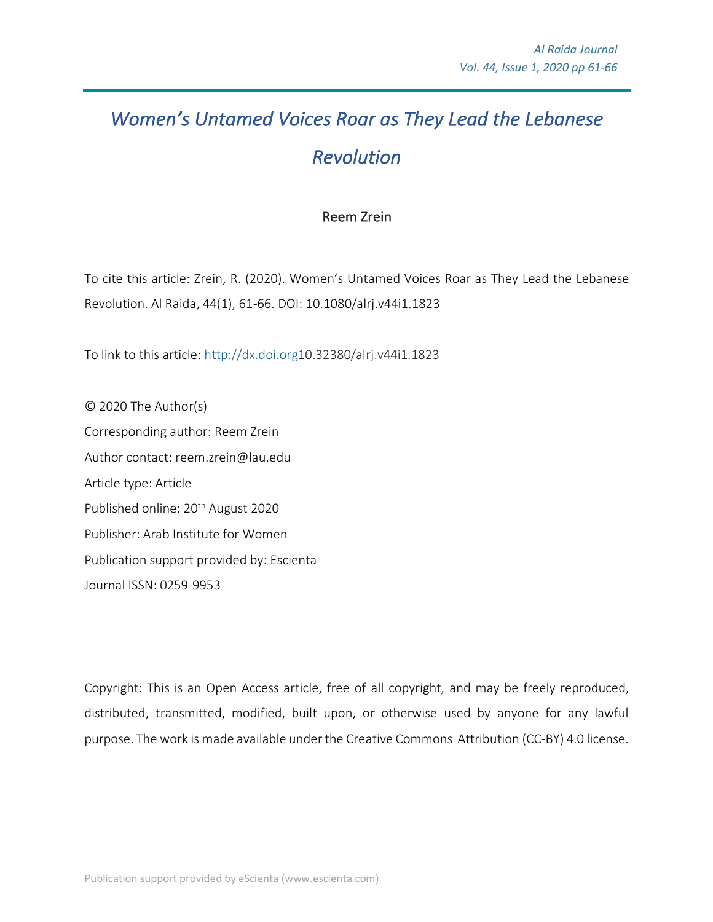# *Women's Untamed Voices Roar as They Lead the Lebanese Revolution*

Reem Zrein

To cite this article: Zrein, R. (2020). Women's Untamed Voices Roar as They Lead the Lebanese Revolution. Al Raida, 44(1), 61-66. DOI: 10.1080/alrj.v44i1.1823

To link to this article: http://dx.doi.org10.32380/alrj.v44i1.1823

© 2020 The Author(s)

Corresponding author: Reem Zrein

Author contact: reem.zrein@lau.edu

Article type: Article

Published online: 20th August 2020

Publisher: Arab Institute for Women

Publication support provided by: Escienta

Journal ISSN: 0259-9953

Copyright: This is an Open Access article, free of all copyright, and may be freely reproduced, distributed, transmitted, modified, built upon, or otherwise used by anyone for any lawful purpose. The work is made available under the Creative Commons Attribution (CC-BY) 4.0 license.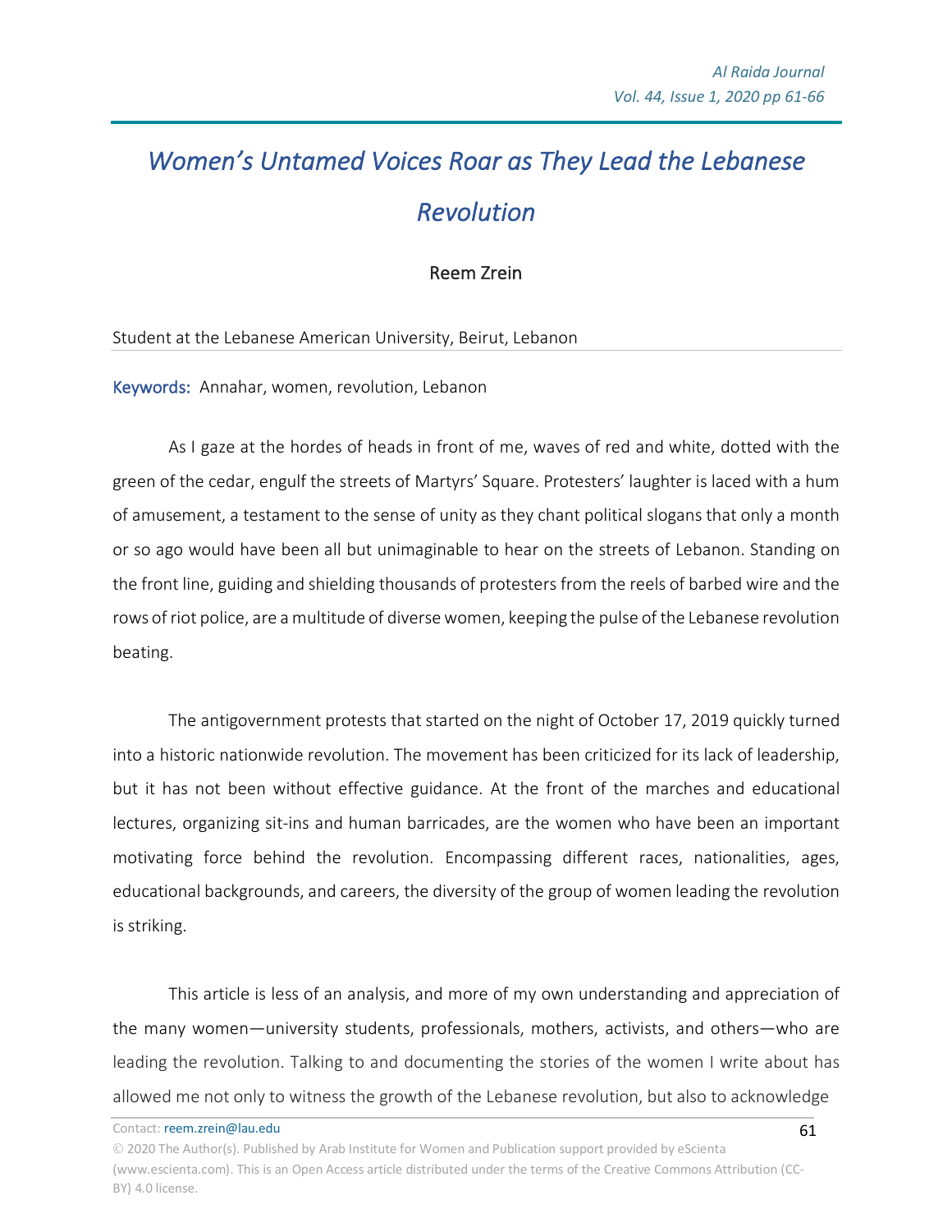# *Women's Untamed Voices Roar as They Lead the Lebanese Revolution*

Reem Zrein

Student at the Lebanese American University, Beirut, Lebanon

**Keywords:** Annahar, women, revolution, Lebanon

As I gaze at the hordes of heads in front of me, waves of red and white, dotted with the green of the cedar, engulf the streets of Martyrs' Square. Protesters' laughter is laced with a hum of amusement, a testament to the sense of unity as they chant political slogans that only a month or so ago would have been all but unimaginable to hear on the streets of Lebanon. Standing on the front line, guiding and shielding thousands of protesters from the reels of barbed wire and the rows of riot police, are a multitude of diverse women, keeping the pulse of the Lebanese revolution beating.

The antigovernment protests that started on the night of October 17, 2019 quickly turned into a historic nationwide revolution. The movement has been criticized for its lack of leadership, but it has not been without effective guidance. At the front of the marches and educational lectures, organizing sit-ins and human barricades, are the women who have been an important motivating force behind the revolution. Encompassing different races, nationalities, ages, educational backgrounds, and careers, the diversity of the group of women leading the revolution is striking.

This article is less of an analysis, and more of my own understanding and appreciation of the many women—university students, professionals, mothers, activists, and others—who are leading the revolution. Talking to and documenting the stories of the women I write about has allowed me not only to witness the growth of the Lebanese revolution, but also to acknowledge

Contact: reem.zrein@lau.edu

© 2020 The Author(s). Published by Arab Institute for Women and Publication support provided by eScienta (www.escienta.com). This is an Open Access article distributed under the terms of the Creative Commons Attribution (CC-BY) 4.0 license.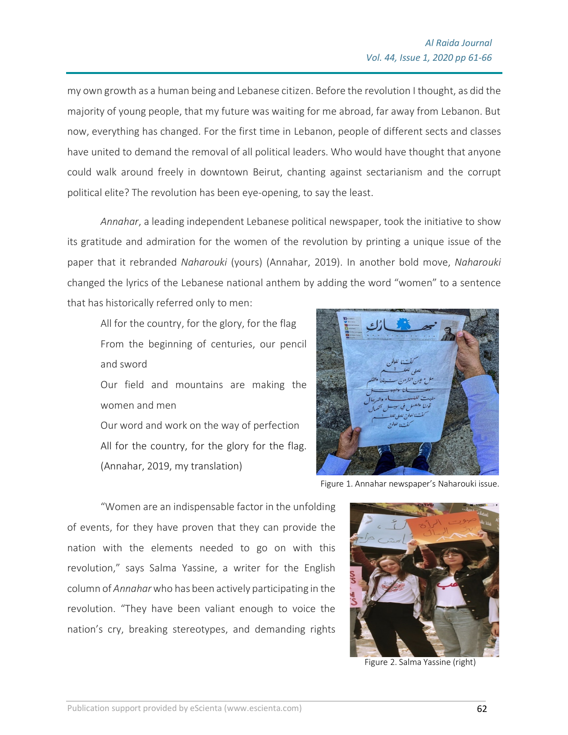my own growth as a human being and Lebanese citizen. Before the revolution I thought, as did the majority of young people, that my future was waiting for me abroad, far away from Lebanon. But now, everything has changed. For the first time in Lebanon, people of different sects and classes have united to demand the removal of all political leaders. Who would have thought that anyone could walk around freely in downtown Beirut, chanting against sectarianism and the corrupt political elite? The revolution has been eye-opening, to say the least.

*Annahar*, a leading independent Lebanese political newspaper, took the initiative to show its gratitude and admiration for the women of the revolution by printing a unique issue of the paper that it rebranded *Naharouki* (yours) (Annahar, 2019). In another bold move, *Naharouki* changed the lyrics of the Lebanese national anthem by adding the word "women" to a sentence that has historically referred only to men:

> All for the country, for the glory, for the flag
> From the beginning of centuries, our pencil and sword
> Our field and mountains are making the women and men
> Our word and work on the way of perfection
> All for the country, for the glory for the flag.
> (Annahar, 2019, my translation)

Figure 1. Annahar newspaper's Naharouki issue.

"Women are an indispensable factor in the unfolding of events, for they have proven that they can provide the nation with the elements needed to go on with this revolution," says Salma Yassine, a writer for the English column of *Annahar* who has been actively participating in the revolution. "They have been valiant enough to voice the nation's cry, breaking stereotypes, and demanding rights

Figure 2. Salma Yassine (right)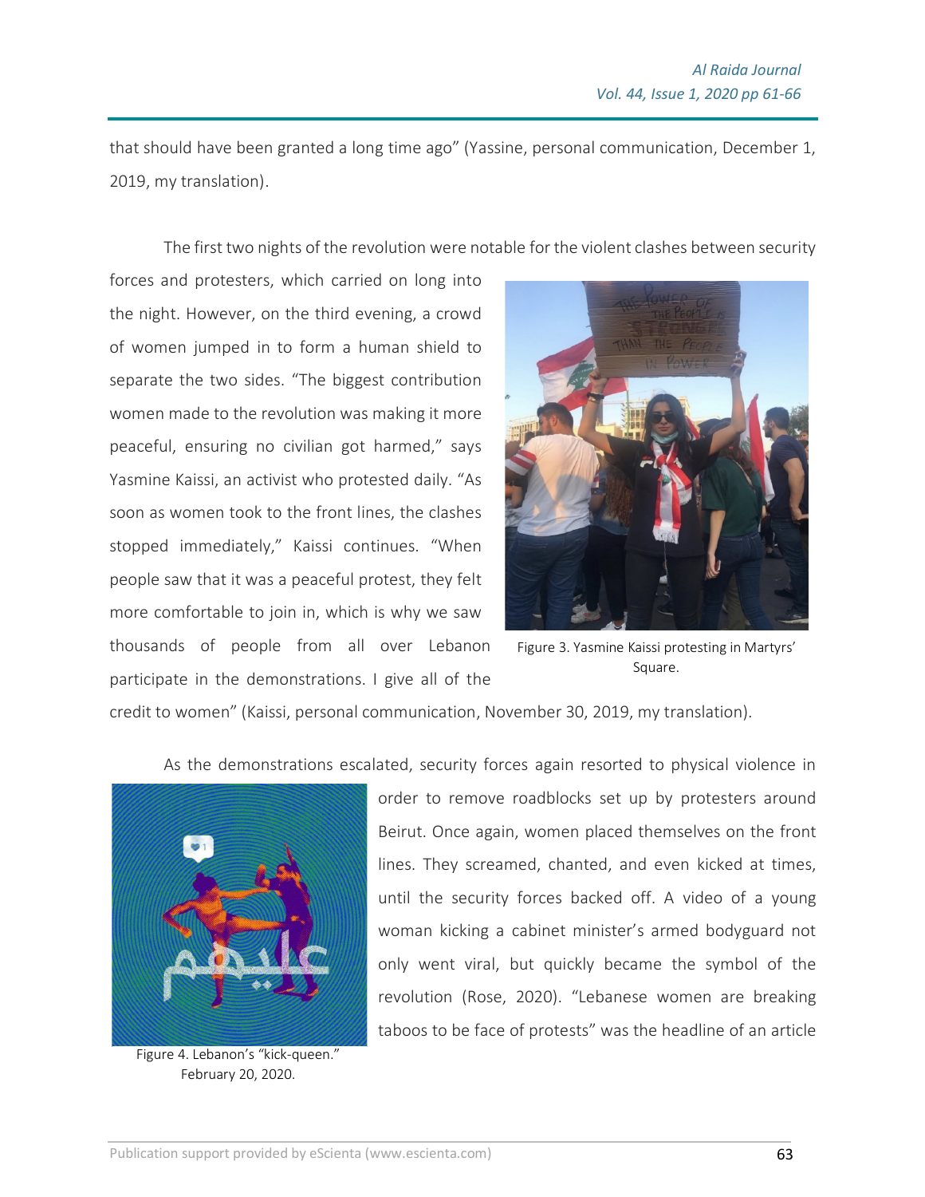that should have been granted a long time ago" (Yassine, personal communication, December 1, 2019, my translation).

The first two nights of the revolution were notable for the violent clashes between security forces and protesters, which carried on long into the night. However, on the third evening, a crowd of women jumped in to form a human shield to separate the two sides. "The biggest contribution women made to the revolution was making it more peaceful, ensuring no civilian got harmed," says Yasmine Kaissi, an activist who protested daily. "As soon as women took to the front lines, the clashes stopped immediately," Kaissi continues. "When people saw that it was a peaceful protest, they felt more comfortable to join in, which is why we saw thousands of people from all over Lebanon participate in the demonstrations. I give all of the credit to women" (Kaissi, personal communication, November 30, 2019, my translation).

Figure 3. Yasmine Kaissi protesting in Martyrs' Square.

As the demonstrations escalated, security forces again resorted to physical violence in order to remove roadblocks set up by protesters around Beirut. Once again, women placed themselves on the front lines. They screamed, chanted, and even kicked at times, until the security forces backed off. A video of a young woman kicking a cabinet minister's armed bodyguard not only went viral, but quickly became the symbol of the revolution (Rose, 2020). "Lebanese women are breaking taboos to be face of protests" was the headline of an article

Figure 4. Lebanon's "kick-queen." February 20, 2020.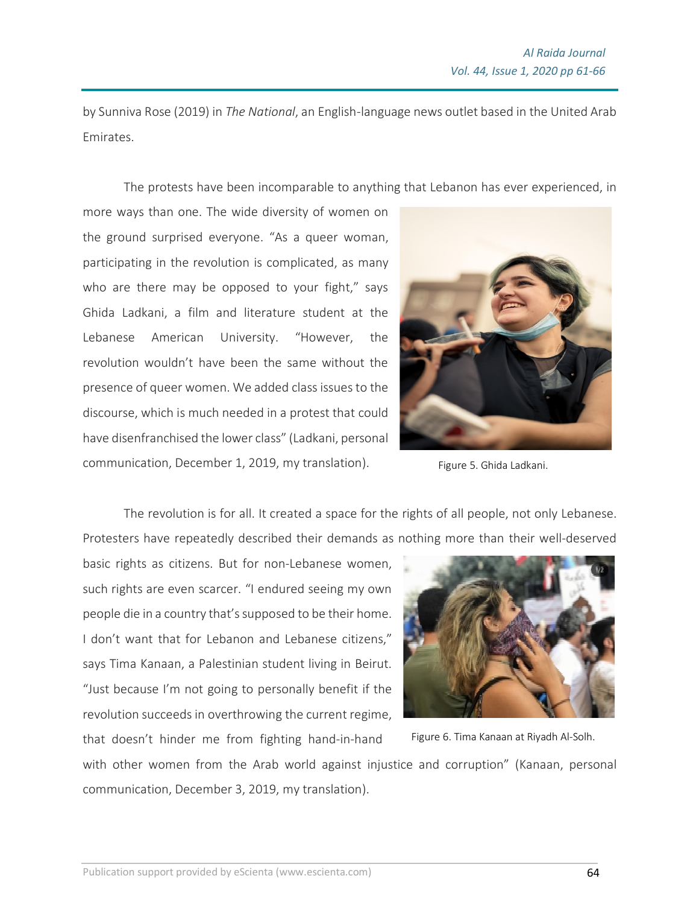by Sunniva Rose (2019) in *The National*, an English-language news outlet based in the United Arab Emirates.

The protests have been incomparable to anything that Lebanon has ever experienced, in more ways than one. The wide diversity of women on the ground surprised everyone. "As a queer woman, participating in the revolution is complicated, as many who are there may be opposed to your fight," says Ghida Ladkani, a film and literature student at the Lebanese American University. "However, the revolution wouldn't have been the same without the presence of queer women. We added class issues to the discourse, which is much needed in a protest that could have disenfranchised the lower class" (Ladkani, personal communication, December 1, 2019, my translation).

Figure 5. Ghida Ladkani.

The revolution is for all. It created a space for the rights of all people, not only Lebanese. Protesters have repeatedly described their demands as nothing more than their well-deserved basic rights as citizens. But for non-Lebanese women, such rights are even scarcer. "I endured seeing my own people die in a country that's supposed to be their home. I don't want that for Lebanon and Lebanese citizens," says Tima Kanaan, a Palestinian student living in Beirut. "Just because I'm not going to personally benefit if the revolution succeeds in overthrowing the current regime, that doesn't hinder me from fighting hand-in-hand with other women from the Arab world against injustice and corruption" (Kanaan, personal communication, December 3, 2019, my translation).

Figure 6. Tima Kanaan at Riyadh Al-Solh.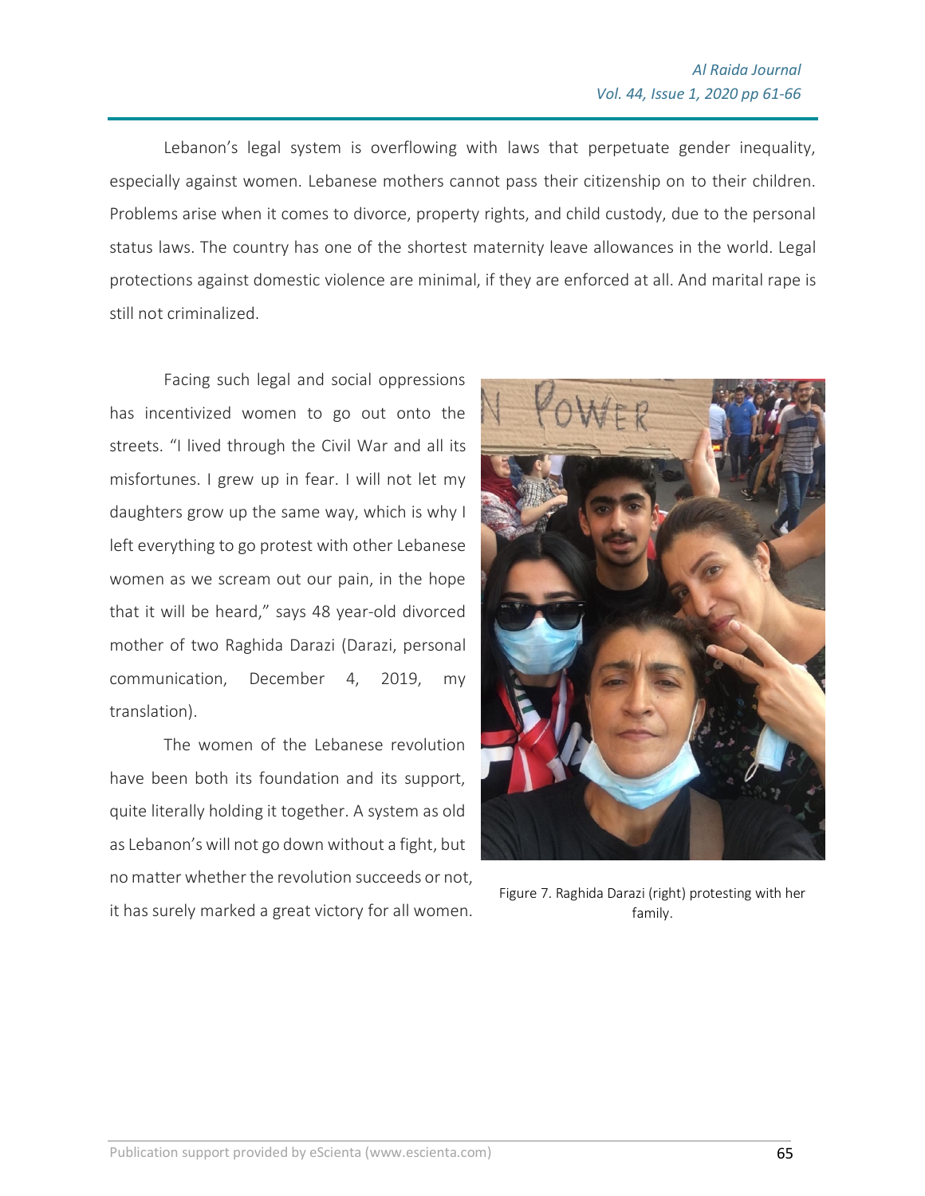Lebanon's legal system is overflowing with laws that perpetuate gender inequality, especially against women. Lebanese mothers cannot pass their citizenship on to their children. Problems arise when it comes to divorce, property rights, and child custody, due to the personal status laws. The country has one of the shortest maternity leave allowances in the world. Legal protections against domestic violence are minimal, if they are enforced at all. And marital rape is still not criminalized.

Facing such legal and social oppressions has incentivized women to go out onto the streets. "I lived through the Civil War and all its misfortunes. I grew up in fear. I will not let my daughters grow up the same way, which is why I left everything to go protest with other Lebanese women as we scream out our pain, in the hope that it will be heard," says 48 year-old divorced mother of two Raghida Darazi (Darazi, personal communication, December 4, 2019, my translation).

Figure 7. Raghida Darazi (right) protesting with her family.

The women of the Lebanese revolution have been both its foundation and its support, quite literally holding it together. A system as old as Lebanon's will not go down without a fight, but no matter whether the revolution succeeds or not, it has surely marked a great victory for all women.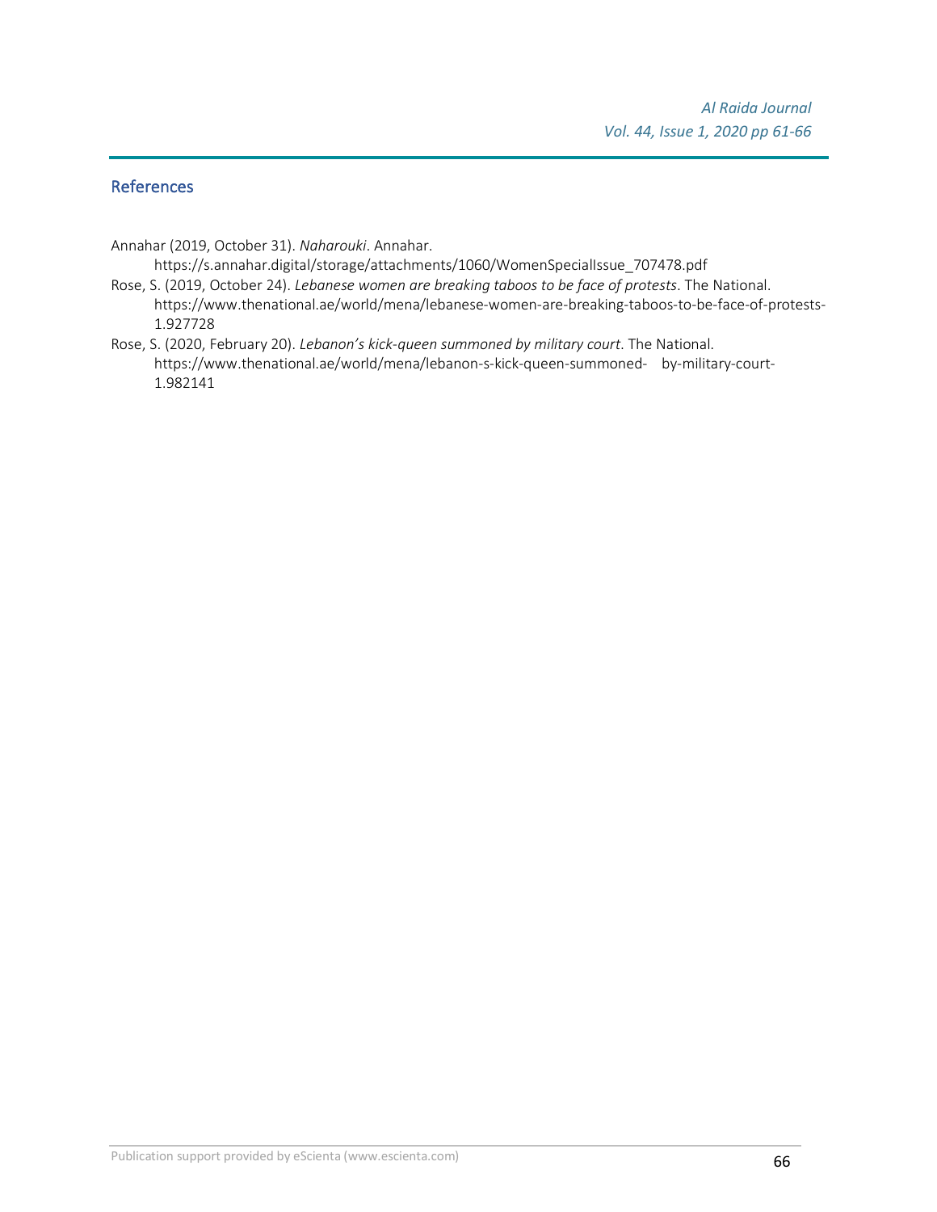## References

Annahar (2019, October 31). *Naharouki*. Annahar. https://s.annahar.digital/storage/attachments/1060/WomenSpecialIssue_707478.pdf

Rose, S. (2019, October 24). *Lebanese women are breaking taboos to be face of protests*. The National. https://www.thenational.ae/world/mena/lebanese-women-are-breaking-taboos-to-be-face-of-protests-1.927728

Rose, S. (2020, February 20). *Lebanon's kick-queen summoned by military court*. The National. https://www.thenational.ae/world/mena/lebanon-s-kick-queen-summoned- by-military-court-1.982141